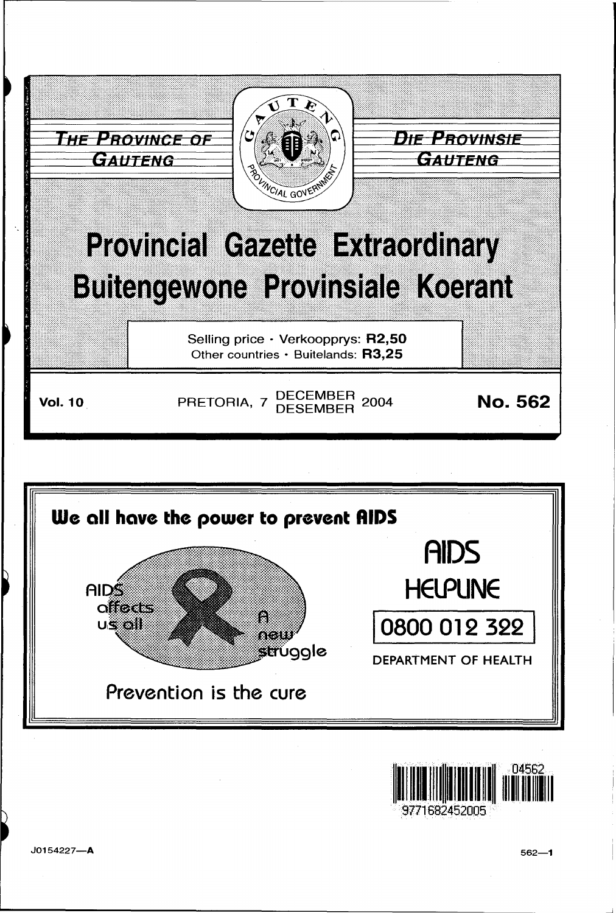THE PROVINCE OF GAUTENG

DIE PROVINSIE GAUTENG

# Provincial Gazette Extraordinary
# Buitengewone Provinsiale Koerant

Selling price · Verkoopprys: **R2,50**
Other countries · Buitelande: **R3,25**

**Vol. 10** PRETORIA, 7 DECEMBER / DESEMBER 2004 **No. 562**

**We all have the power to prevent AIDS**

AIDS affects us all

A new struggle

Prevention is the cure

AIDS HELPLINE

0800 012 322

DEPARTMENT OF HEALTH

J0154227—A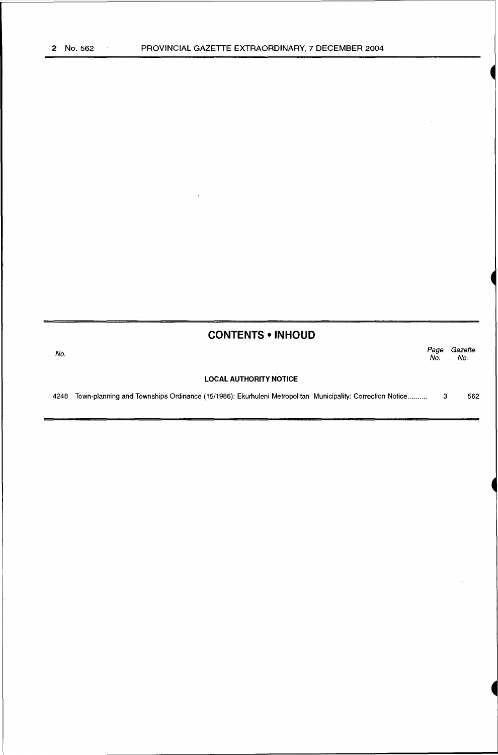## CONTENTS • INHOUD

| No. | | Page No. | Gazette No. |
|---|---|---|---|
| | **LOCAL AUTHORITY NOTICE** | | |
| 4248 | Town-planning and Townships Ordinance (15/1986): Ekurhuleni Metropolitan Municipality: Correction Notice.......... | 3 | 562 |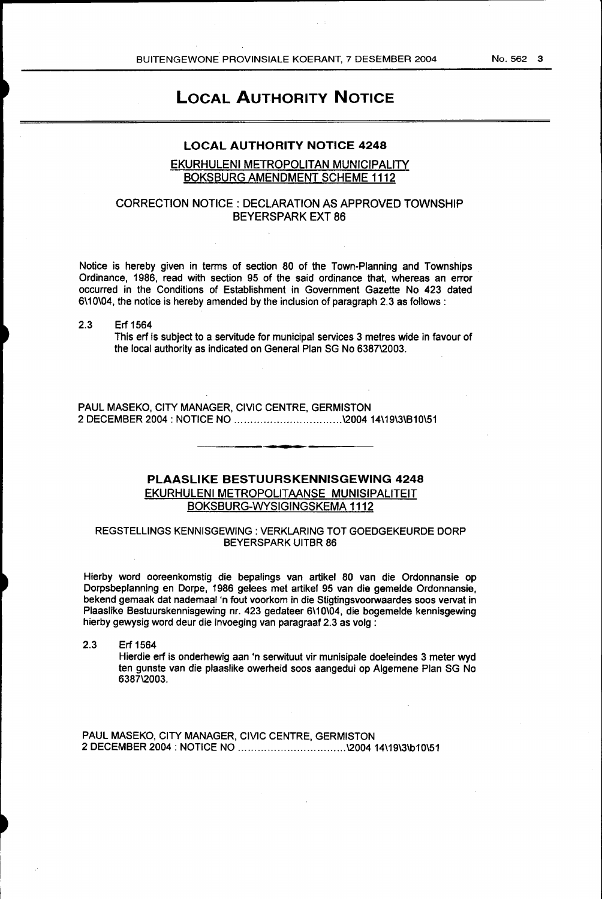# LOCAL AUTHORITY NOTICE

## LOCAL AUTHORITY NOTICE 4248

EKURHULENI METROPOLITAN MUNICIPALITY
BOKSBURG AMENDMENT SCHEME 1112

CORRECTION NOTICE : DECLARATION AS APPROVED TOWNSHIP
BEYERSPARK EXT 86

Notice is hereby given in terms of section 80 of the Town-Planning and Townships Ordinance, 1986, read with section 95 of the said ordinance that, whereas an error occurred in the Conditions of Establishment in Government Gazette No 423 dated 6\10\04, the notice is hereby amended by the inclusion of paragraph 2.3 as follows :

2.3 Erf 1564
This erf is subject to a servitude for municipal services 3 metres wide in favour of the local authority as indicated on General Plan SG No 6387\2003.

PAUL MASEKO, CITY MANAGER, CIVIC CENTRE, GERMISTON
2 DECEMBER 2004 : NOTICE NO ..............................\2004 14\19\3\B10\51

---

## PLAASLIKE BESTUURSKENNISGEWING 4248

EKURHULENI METROPOLITAANSE MUNISIPALITEIT
BOKSBURG-WYSIGINGSKEMA 1112

REGSTELLINGS KENNISGEWING : VERKLARING TOT GOEDGEKEURDE DORP
BEYERSPARK UITBR 86

Hierby word ooreenkomstig die bepalings van artikel 80 van die Ordonnansie op Dorpsbeplanning en Dorpe, 1986 gelees met artikel 95 van die gemelde Ordonnansie, bekend gemaak dat nademaal 'n fout voorkom in die Stigtingsvoorwaardes soos vervat in Plaaslike Bestuurskennisgewing nr. 423 gedateer 6\10\04, die bogemelde kennisgewing hierby gewysig word deur die invoeging van paragraaf 2.3 as volg :

2.3 Erf 1564
Hierdie erf is onderhewig aan 'n serwituut vir munisipale doeleindes 3 meter wyd ten gunste van die plaaslike owerheid soos aangedui op Algemene Plan SG No 6387\2003.

PAUL MASEKO, CITY MANAGER, CIVIC CENTRE, GERMISTON
2 DECEMBER 2004 : NOTICE NO ..............................\2004 14\19\3\b10\51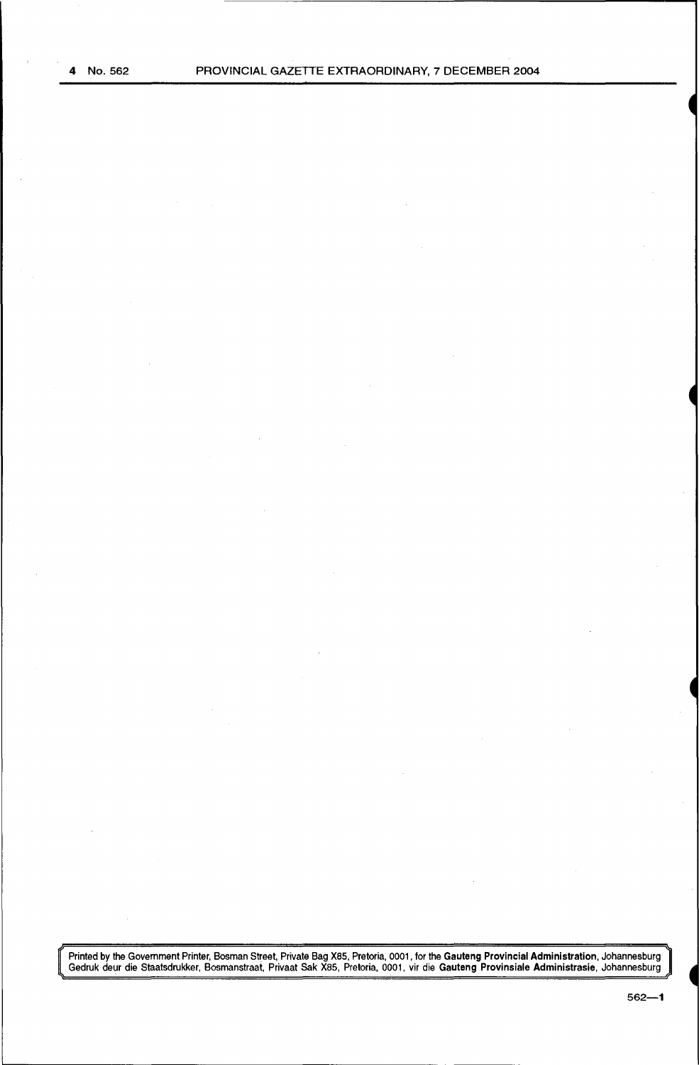Printed by the Government Printer, Bosman Street, Private Bag X85, Pretoria, 0001, for the **Gauteng Provincial Administration**, Johannesburg
Gedruk deur die Staatsdrukker, Bosmanstraat, Privaat Sak X85, Pretoria, 0001, vir die **Gauteng Provinsiale Administrasie**, Johannesburg

562—**1**